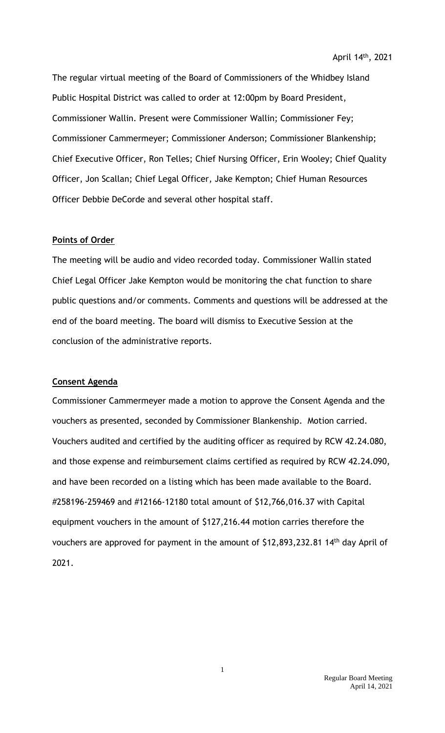April 14th, 2021

The regular virtual meeting of the Board of Commissioners of the Whidbey Island Public Hospital District was called to order at 12:00pm by Board President, Commissioner Wallin. Present were Commissioner Wallin; Commissioner Fey; Commissioner Cammermeyer; Commissioner Anderson; Commissioner Blankenship; Chief Executive Officer, Ron Telles; Chief Nursing Officer, Erin Wooley; Chief Quality Officer, Jon Scallan; Chief Legal Officer, Jake Kempton; Chief Human Resources Officer Debbie DeCorde and several other hospital staff.

**Points of Order**

The meeting will be audio and video recorded today. Commissioner Wallin stated Chief Legal Officer Jake Kempton would be monitoring the chat function to share public questions and/or comments. Comments and questions will be addressed at the end of the board meeting. The board will dismiss to Executive Session at the conclusion of the administrative reports.

**Consent Agenda**

Commissioner Cammermeyer made a motion to approve the Consent Agenda and the vouchers as presented, seconded by Commissioner Blankenship. Motion carried. Vouchers audited and certified by the auditing officer as required by RCW 42.24.080, and those expense and reimbursement claims certified as required by RCW 42.24.090, and have been recorded on a listing which has been made available to the Board. #258196-259469 and #12166-12180 total amount of $12,766,016.37 with Capital equipment vouchers in the amount of $127,216.44 motion carries therefore the vouchers are approved for payment in the amount of $12,893,232.81 14th day April of 2021.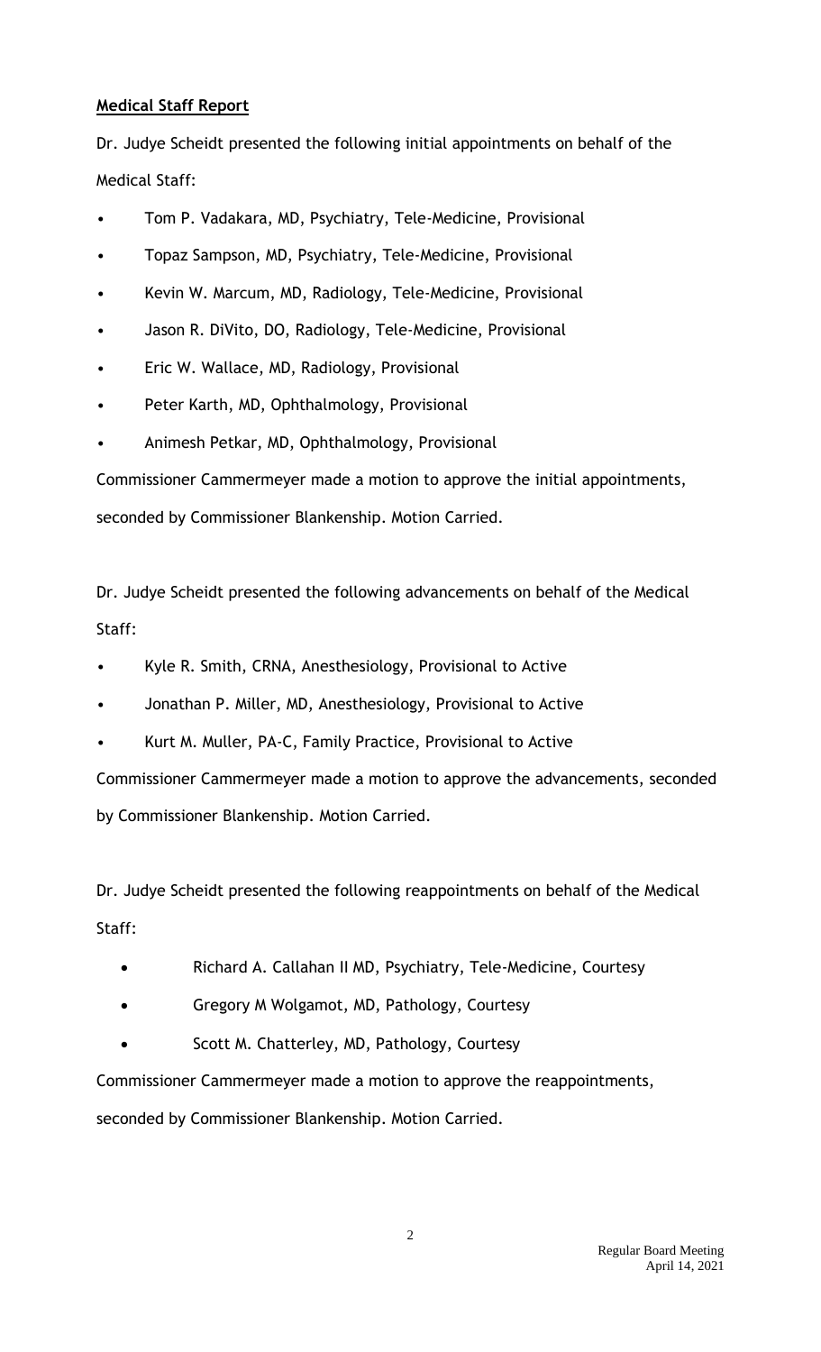**Medical Staff Report**

Dr. Judye Scheidt presented the following initial appointments on behalf of the Medical Staff:

- Tom P. Vadakara, MD, Psychiatry, Tele-Medicine, Provisional
- Topaz Sampson, MD, Psychiatry, Tele-Medicine, Provisional
- Kevin W. Marcum, MD, Radiology, Tele-Medicine, Provisional
- Jason R. DiVito, DO, Radiology, Tele-Medicine, Provisional
- Eric W. Wallace, MD, Radiology, Provisional
- Peter Karth, MD, Ophthalmology, Provisional
- Animesh Petkar, MD, Ophthalmology, Provisional

Commissioner Cammermeyer made a motion to approve the initial appointments, seconded by Commissioner Blankenship. Motion Carried.

Dr. Judye Scheidt presented the following advancements on behalf of the Medical Staff:

- Kyle R. Smith, CRNA, Anesthesiology, Provisional to Active
- Jonathan P. Miller, MD, Anesthesiology, Provisional to Active
- Kurt M. Muller, PA-C, Family Practice, Provisional to Active

Commissioner Cammermeyer made a motion to approve the advancements, seconded by Commissioner Blankenship. Motion Carried.

Dr. Judye Scheidt presented the following reappointments on behalf of the Medical Staff:

- Richard A. Callahan II MD, Psychiatry, Tele-Medicine, Courtesy
- Gregory M Wolgamot, MD, Pathology, Courtesy
- Scott M. Chatterley, MD, Pathology, Courtesy

Commissioner Cammermeyer made a motion to approve the reappointments, seconded by Commissioner Blankenship. Motion Carried.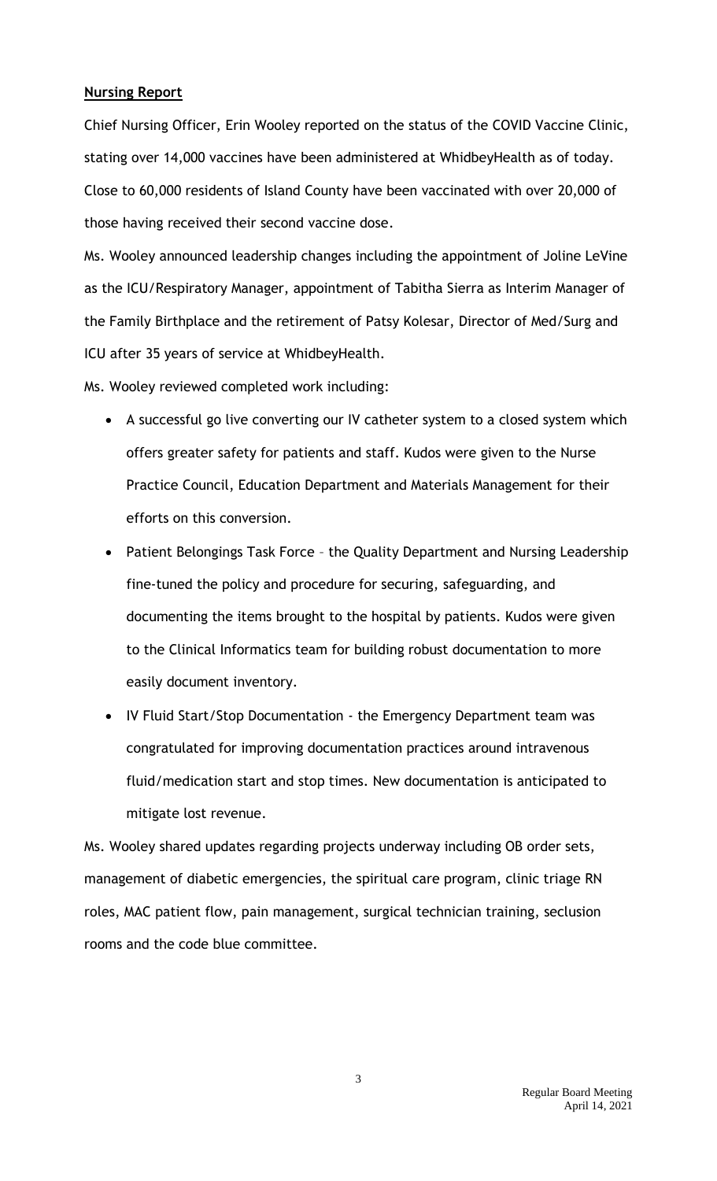**Nursing Report**

Chief Nursing Officer, Erin Wooley reported on the status of the COVID Vaccine Clinic, stating over 14,000 vaccines have been administered at WhidbeyHealth as of today. Close to 60,000 residents of Island County have been vaccinated with over 20,000 of those having received their second vaccine dose.

Ms. Wooley announced leadership changes including the appointment of Joline LeVine as the ICU/Respiratory Manager, appointment of Tabitha Sierra as Interim Manager of the Family Birthplace and the retirement of Patsy Kolesar, Director of Med/Surg and ICU after 35 years of service at WhidbeyHealth.

Ms. Wooley reviewed completed work including:

- A successful go live converting our IV catheter system to a closed system which offers greater safety for patients and staff. Kudos were given to the Nurse Practice Council, Education Department and Materials Management for their efforts on this conversion.
- Patient Belongings Task Force – the Quality Department and Nursing Leadership fine-tuned the policy and procedure for securing, safeguarding, and documenting the items brought to the hospital by patients. Kudos were given to the Clinical Informatics team for building robust documentation to more easily document inventory.
- IV Fluid Start/Stop Documentation - the Emergency Department team was congratulated for improving documentation practices around intravenous fluid/medication start and stop times. New documentation is anticipated to mitigate lost revenue.

Ms. Wooley shared updates regarding projects underway including OB order sets, management of diabetic emergencies, the spiritual care program, clinic triage RN roles, MAC patient flow, pain management, surgical technician training, seclusion rooms and the code blue committee.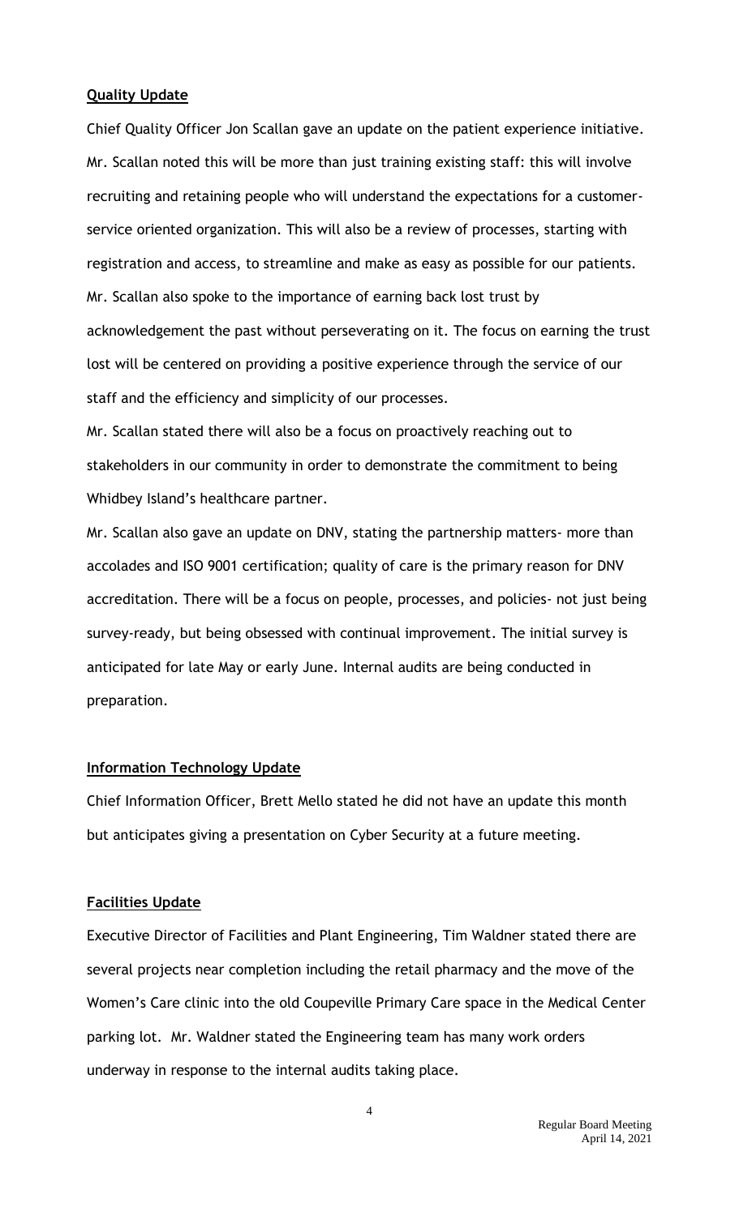**Quality Update**

Chief Quality Officer Jon Scallan gave an update on the patient experience initiative. Mr. Scallan noted this will be more than just training existing staff: this will involve recruiting and retaining people who will understand the expectations for a customer-service oriented organization. This will also be a review of processes, starting with registration and access, to streamline and make as easy as possible for our patients. Mr. Scallan also spoke to the importance of earning back lost trust by acknowledgement the past without perseverating on it. The focus on earning the trust lost will be centered on providing a positive experience through the service of our staff and the efficiency and simplicity of our processes.

Mr. Scallan stated there will also be a focus on proactively reaching out to stakeholders in our community in order to demonstrate the commitment to being Whidbey Island's healthcare partner.

Mr. Scallan also gave an update on DNV, stating the partnership matters- more than accolades and ISO 9001 certification; quality of care is the primary reason for DNV accreditation. There will be a focus on people, processes, and policies- not just being survey-ready, but being obsessed with continual improvement. The initial survey is anticipated for late May or early June. Internal audits are being conducted in preparation.

**Information Technology Update**

Chief Information Officer, Brett Mello stated he did not have an update this month but anticipates giving a presentation on Cyber Security at a future meeting.

**Facilities Update**

Executive Director of Facilities and Plant Engineering, Tim Waldner stated there are several projects near completion including the retail pharmacy and the move of the Women's Care clinic into the old Coupeville Primary Care space in the Medical Center parking lot. Mr. Waldner stated the Engineering team has many work orders underway in response to the internal audits taking place.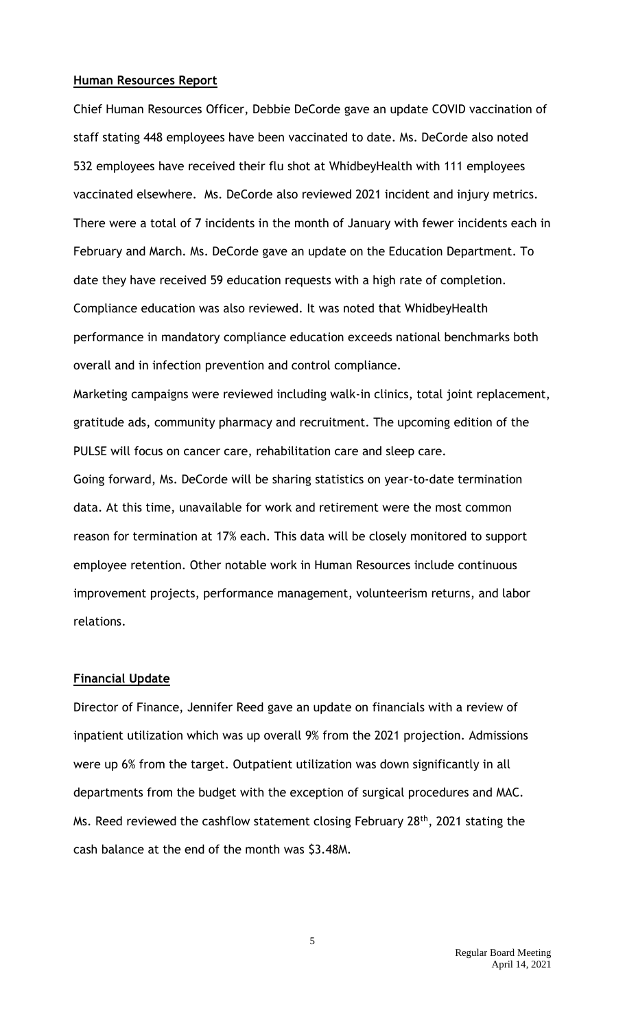**Human Resources Report**

Chief Human Resources Officer, Debbie DeCorde gave an update COVID vaccination of staff stating 448 employees have been vaccinated to date. Ms. DeCorde also noted 532 employees have received their flu shot at WhidbeyHealth with 111 employees vaccinated elsewhere. Ms. DeCorde also reviewed 2021 incident and injury metrics. There were a total of 7 incidents in the month of January with fewer incidents each in February and March. Ms. DeCorde gave an update on the Education Department. To date they have received 59 education requests with a high rate of completion. Compliance education was also reviewed. It was noted that WhidbeyHealth performance in mandatory compliance education exceeds national benchmarks both overall and in infection prevention and control compliance.

Marketing campaigns were reviewed including walk-in clinics, total joint replacement, gratitude ads, community pharmacy and recruitment. The upcoming edition of the PULSE will focus on cancer care, rehabilitation care and sleep care.

Going forward, Ms. DeCorde will be sharing statistics on year-to-date termination data. At this time, unavailable for work and retirement were the most common reason for termination at 17% each. This data will be closely monitored to support employee retention. Other notable work in Human Resources include continuous improvement projects, performance management, volunteerism returns, and labor relations.

**Financial Update**

Director of Finance, Jennifer Reed gave an update on financials with a review of inpatient utilization which was up overall 9% from the 2021 projection. Admissions were up 6% from the target. Outpatient utilization was down significantly in all departments from the budget with the exception of surgical procedures and MAC. Ms. Reed reviewed the cashflow statement closing February 28th, 2021 stating the cash balance at the end of the month was $3.48M.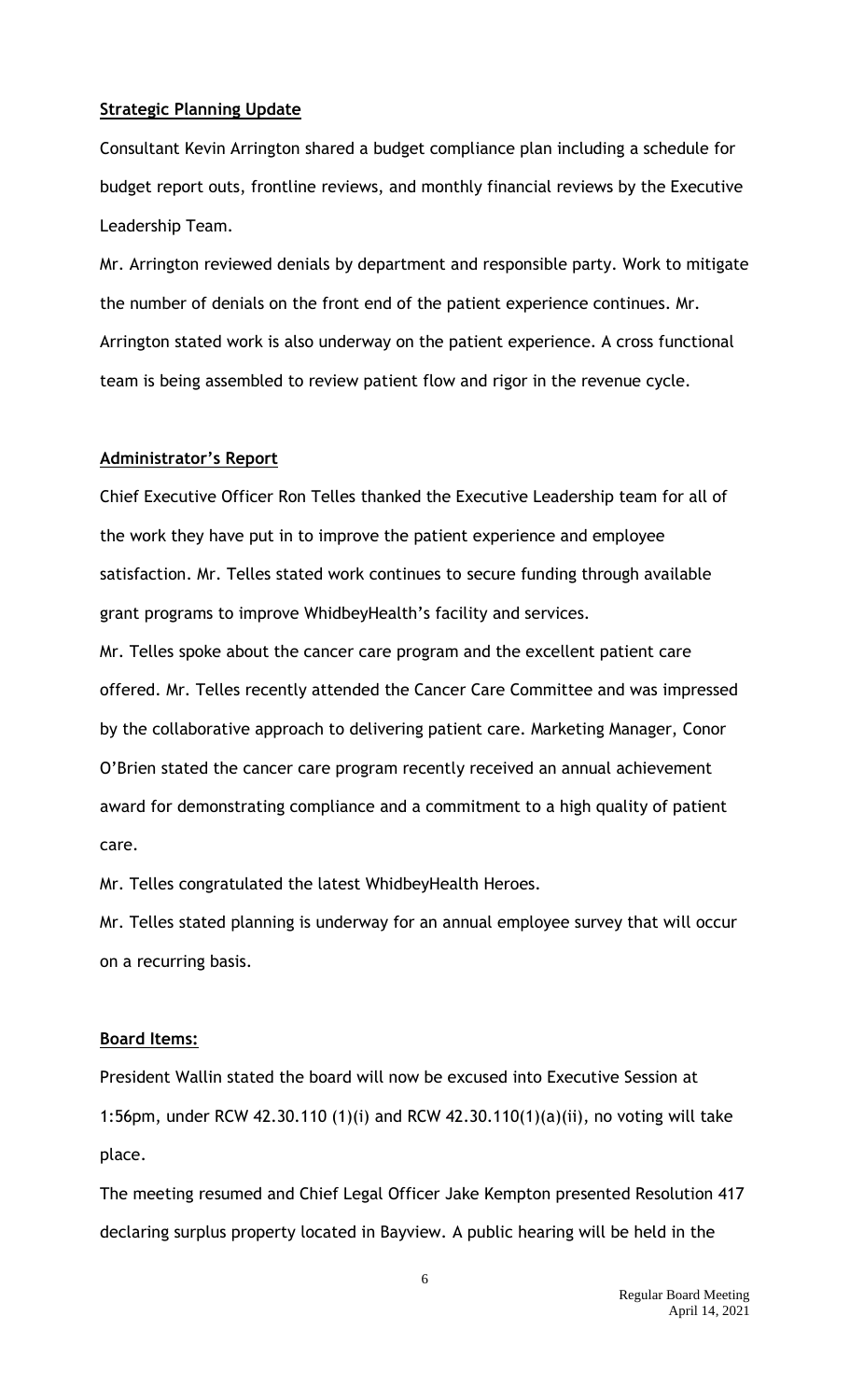**Strategic Planning Update**

Consultant Kevin Arrington shared a budget compliance plan including a schedule for budget report outs, frontline reviews, and monthly financial reviews by the Executive Leadership Team.

Mr. Arrington reviewed denials by department and responsible party. Work to mitigate the number of denials on the front end of the patient experience continues. Mr. Arrington stated work is also underway on the patient experience. A cross functional team is being assembled to review patient flow and rigor in the revenue cycle.

**Administrator's Report**

Chief Executive Officer Ron Telles thanked the Executive Leadership team for all of the work they have put in to improve the patient experience and employee satisfaction. Mr. Telles stated work continues to secure funding through available grant programs to improve WhidbeyHealth's facility and services.

Mr. Telles spoke about the cancer care program and the excellent patient care offered. Mr. Telles recently attended the Cancer Care Committee and was impressed by the collaborative approach to delivering patient care. Marketing Manager, Conor O'Brien stated the cancer care program recently received an annual achievement award for demonstrating compliance and a commitment to a high quality of patient care.

Mr. Telles congratulated the latest WhidbeyHealth Heroes.

Mr. Telles stated planning is underway for an annual employee survey that will occur on a recurring basis.

**Board Items:**

President Wallin stated the board will now be excused into Executive Session at 1:56pm, under RCW 42.30.110 (1)(i) and RCW 42.30.110(1)(a)(ii), no voting will take place.

The meeting resumed and Chief Legal Officer Jake Kempton presented Resolution 417 declaring surplus property located in Bayview. A public hearing will be held in the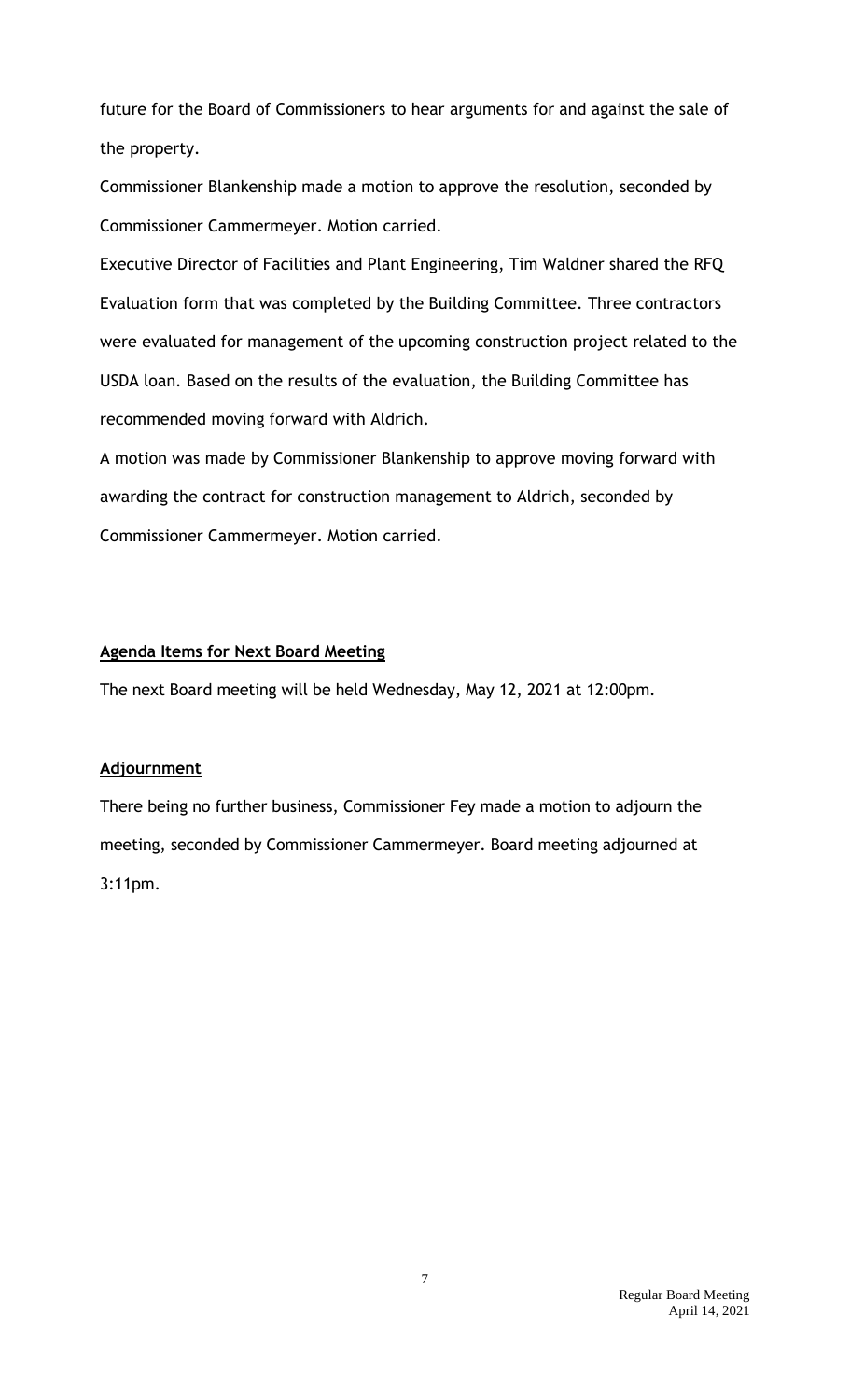future for the Board of Commissioners to hear arguments for and against the sale of the property.

Commissioner Blankenship made a motion to approve the resolution, seconded by Commissioner Cammermeyer. Motion carried.

Executive Director of Facilities and Plant Engineering, Tim Waldner shared the RFQ Evaluation form that was completed by the Building Committee. Three contractors were evaluated for management of the upcoming construction project related to the USDA loan. Based on the results of the evaluation, the Building Committee has recommended moving forward with Aldrich.

A motion was made by Commissioner Blankenship to approve moving forward with awarding the contract for construction management to Aldrich, seconded by Commissioner Cammermeyer. Motion carried.

**Agenda Items for Next Board Meeting**

The next Board meeting will be held Wednesday, May 12, 2021 at 12:00pm.

**Adjournment**

There being no further business, Commissioner Fey made a motion to adjourn the meeting, seconded by Commissioner Cammermeyer. Board meeting adjourned at 3:11pm.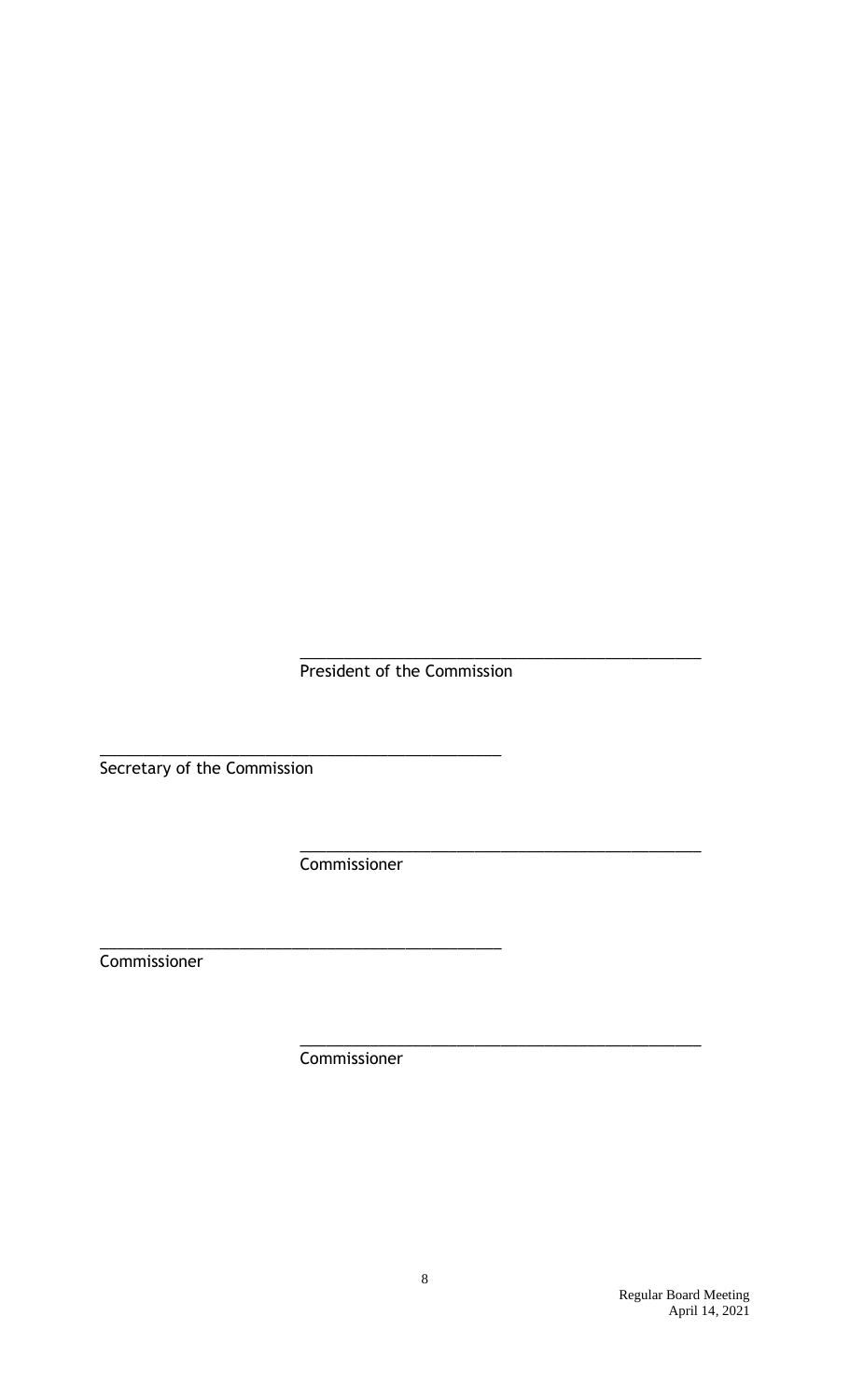\_\_\_\_\_\_\_\_\_\_\_\_\_\_\_\_\_\_\_\_\_\_\_\_\_\_\_\_\_\_\_\_\_\_\_\_\_\_\_\_\_\_\_\_
President of the Commission

\_\_\_\_\_\_\_\_\_\_\_\_\_\_\_\_\_\_\_\_\_\_\_\_\_\_\_\_\_\_\_\_\_\_\_\_\_\_\_\_\_\_\_\_
Secretary of the Commission

\_\_\_\_\_\_\_\_\_\_\_\_\_\_\_\_\_\_\_\_\_\_\_\_\_\_\_\_\_\_\_\_\_\_\_\_\_\_\_\_\_\_\_\_
Commissioner

\_\_\_\_\_\_\_\_\_\_\_\_\_\_\_\_\_\_\_\_\_\_\_\_\_\_\_\_\_\_\_\_\_\_\_\_\_\_\_\_\_\_\_\_
Commissioner

\_\_\_\_\_\_\_\_\_\_\_\_\_\_\_\_\_\_\_\_\_\_\_\_\_\_\_\_\_\_\_\_\_\_\_\_\_\_\_\_\_\_\_\_
Commissioner